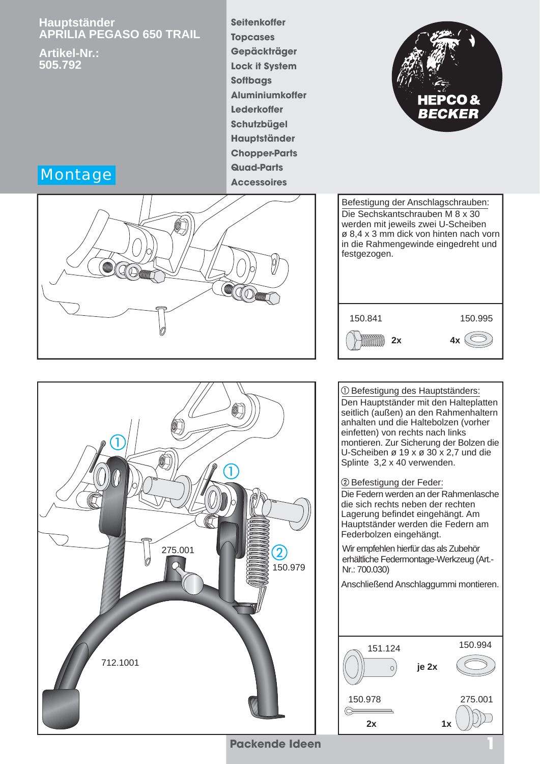# Hauptständer APRILIA PEGASO 650 TRAIL

**Artikel-Nr.: 505.792**

Seitenkoffer
Topcases
Gepäckträger
Lock it System
Softbags
Aluminiumkoffer
Lederkoffer
Schutzbügel
Hauptständer
Chopper-Parts
Quad-Parts
Accessoires

HEPCO & BECKER

## Montage

Befestigung der Anschlagschrauben:
Die Sechskantschrauben M 8 x 30 werden mit jeweils zwei U-Scheiben ø 8,4 x 3 mm dick von hinten nach vorn in die Rahmengewinde eingedreht und festgezogen.

150.841 2x
150.995 4x

① Befestigung des Hauptständers:
Den Hauptständer mit den Halteplatten seitlich (außen) an den Rahmenhaltern anhalten und die Haltebolzen (vorher einfetten) von rechts nach links montieren. Zur Sicherung der Bolzen die U-Scheiben ø 19 x ø 30 x 2,7 und die Splinte 3,2 x 40 verwenden.

② Befestigung der Feder:
Die Federn werden an der Rahmenlasche die sich rechts neben der rechten Lagerung befindet eingehängt. Am Hauptständer werden die Federn am Federbolzen eingehängt.

Wir empfehlen hierfür das als Zubehör erhältliche Federmontage-Werkzeug (Art.-Nr.: 700.030)

Anschließend Anschlaggummi montieren.

275.001
150.979
712.1001

151.124 je 2x 150.994
150.978 2x
275.001 1x

Packende Ideen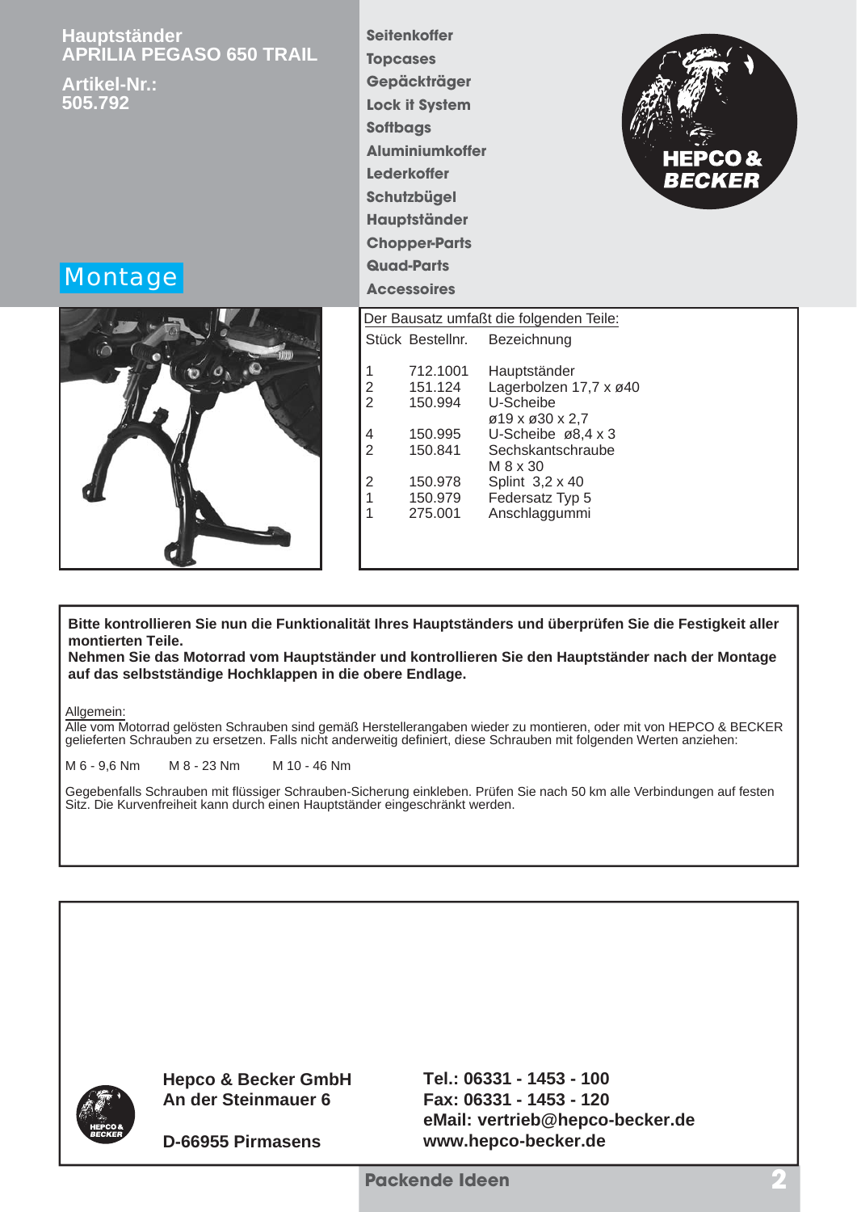# Hauptständer
# APRILIA PEGASO 650 TRAIL

**Artikel-Nr.:**
**505.792**

Seitenkoffer
Topcases
Gepäckträger
Lock it System
Softbags
Aluminiumkoffer
Lederkoffer
Schutzbügel
Hauptständer
Chopper-Parts
Quad-Parts
Accessoires

HEPCO & BECKER

## Montage

Der Bausatz umfaßt die folgenden Teile:

| Stück | Bestellnr. | Bezeichnung |
|---|---|---|
| 1 | 712.1001 | Hauptständer |
| 2 | 151.124 | Lagerbolzen 17,7 x ø40 |
| 2 | 150.994 | U-Scheibe ø19 x ø30 x 2,7 |
| 4 | 150.995 | U-Scheibe ø8,4 x 3 |
| 2 | 150.841 | Sechskantschraube M 8 x 30 |
| 2 | 150.978 | Splint 3,2 x 40 |
| 1 | 150.979 | Federsatz Typ 5 |
| 1 | 275.001 | Anschlaggummi |

**Bitte kontrollieren Sie nun die Funktionalität Ihres Hauptständers und überprüfen Sie die Festigkeit aller montierten Teile.**
**Nehmen Sie das Motorrad vom Hauptständer und kontrollieren Sie den Hauptständer nach der Montage auf das selbstständige Hochklappen in die obere Endlage.**

Allgemein:
Alle vom Motorrad gelösten Schrauben sind gemäß Herstellerangaben wieder zu montieren, oder mit von HEPCO & BECKER gelieferten Schrauben zu ersetzen. Falls nicht anderweitig definiert, diese Schrauben mit folgenden Werten anziehen:

M 6 - 9,6 Nm M 8 - 23 Nm M 10 - 46 Nm

Gegebenfalls Schrauben mit flüssiger Schrauben-Sicherung einkleben. Prüfen Sie nach 50 km alle Verbindungen auf festen Sitz. Die Kurvenfreiheit kann durch einen Hauptständer eingeschränkt werden.

**Hepco & Becker GmbH**
**An der Steinmauer 6**

**D-66955 Pirmasens**

**Tel.: 06331 - 1453 - 100**
**Fax: 06331 - 1453 - 120**
**eMail: vertrieb@hepco-becker.de**
**www.hepco-becker.de**

**Packende Ideen**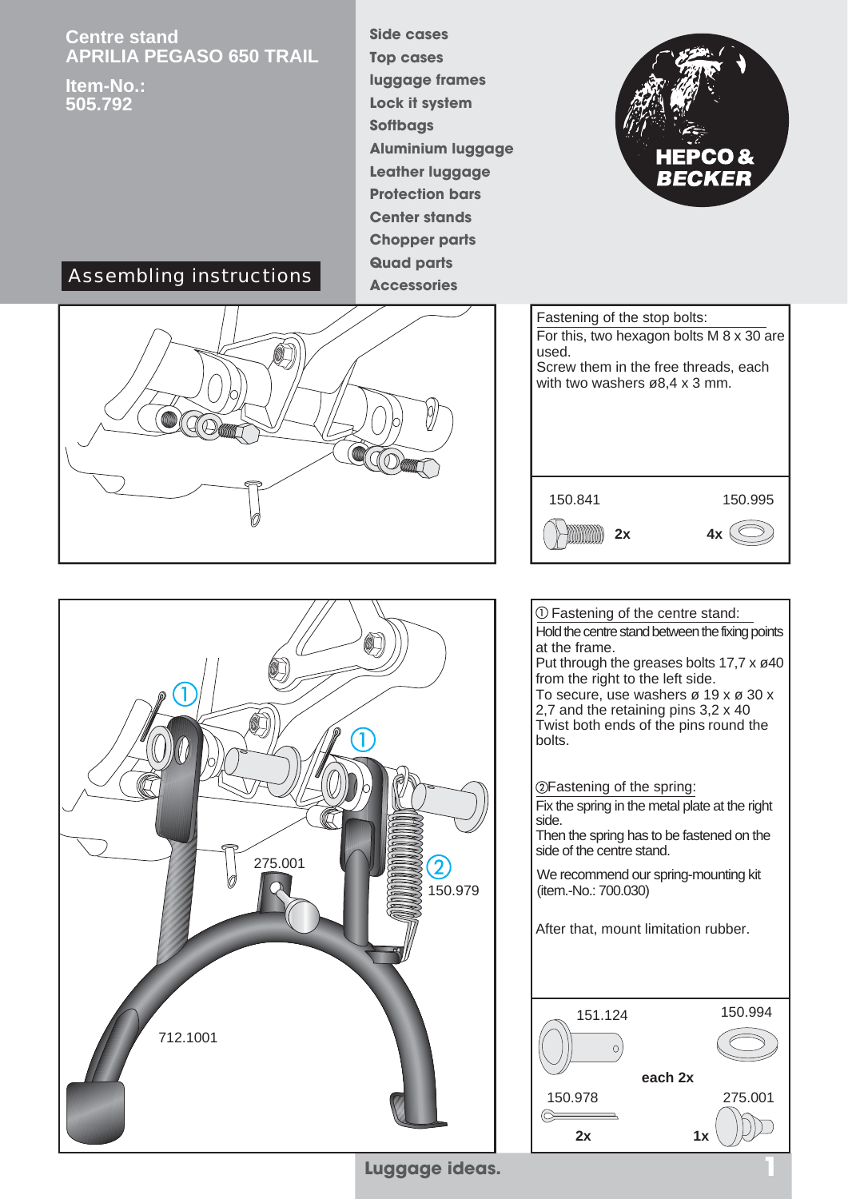**Centre stand**
**APRILIA PEGASO 650 TRAIL**

**Item-No.:**
**505.792**

Side cases
Top cases
luggage frames
Lock it system
Softbags
Aluminium luggage
Leather luggage
Protection bars
Center stands
Chopper parts
Quad parts
Accessories

HEPCO & BECKER

## Assembling instructions

Fastening of the stop bolts:
For this, two hexagon bolts M 8 x 30 are used.
Screw them in the free threads, each with two washers ø8,4 x 3 mm.

| 150.841 | 150.995 |
|---|---|
| 2x | 4x |

① Fastening of the centre stand:
Hold the centre stand between the fixing points at the frame.
Put through the greases bolts 17,7 x ø40 from the right to the left side.
To secure, use washers ø 19 x ø 30 x 2,7 and the retaining pins 3,2 x 40
Twist both ends of the pins round the bolts.

②Fastening of the spring:
Fix the spring in the metal plate at the right side.
Then the spring has to be fastened on the side of the centre stand.

We recommend our spring-mounting kit (item.-No.: 700.030)

After that, mount limitation rubber.

275.001
150.979
712.1001

| 151.124 | 150.994 |
|---|---|
| each 2x | |
| 150.978 | 275.001 |
| 2x | 1x |

Luggage ideas.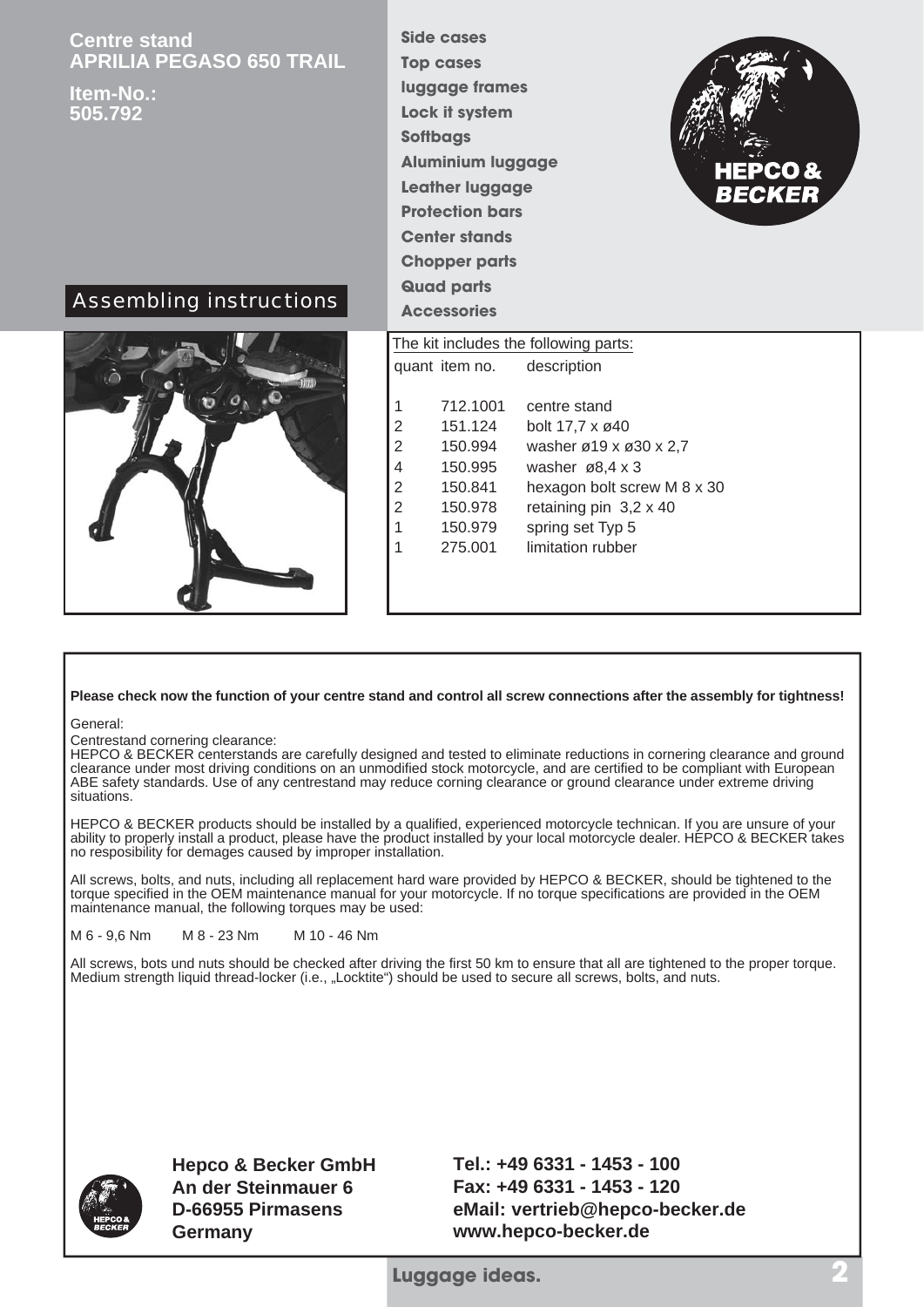**Centre stand**
**APRILIA PEGASO 650 TRAIL**

**Item-No.:**
**505.792**

## Assembling instructions

**Side cases**
**Top cases**
**luggage frames**
**Lock it system**
**Softbags**
**Aluminium luggage**
**Leather luggage**
**Protection bars**
**Center stands**
**Chopper parts**
**Quad parts**
**Accessories**

HEPCO & BECKER

The kit includes the following parts:

| quant | item no. | description |
|---|---|---|
| 1 | 712.1001 | centre stand |
| 2 | 151.124 | bolt 17,7 x ø40 |
| 2 | 150.994 | washer ø19 x ø30 x 2,7 |
| 4 | 150.995 | washer ø8,4 x 3 |
| 2 | 150.841 | hexagon bolt screw M 8 x 30 |
| 2 | 150.978 | retaining pin 3,2 x 40 |
| 1 | 150.979 | spring set Typ 5 |
| 1 | 275.001 | limitation rubber |

**Please check now the function of your centre stand and control all screw connections after the assembly for tightness!**

General:

Centrestand cornering clearance:
HEPCO & BECKER centerstands are carefully designed and tested to eliminate reductions in cornering clearance and ground clearance under most driving conditions on an unmodified stock motorcycle, and are certified to be compliant with European ABE safety standards. Use of any centrestand may reduce corning clearance or ground clearance under extreme driving situations.

HEPCO & BECKER products should be installed by a qualified, experienced motorcycle technican. If you are unsure of your ability to properly install a product, please have the product installed by your local motorcycle dealer. HEPCO & BECKER takes no resposibility for demages caused by improper installation.

All screws, bolts, and nuts, including all replacement hard ware provided by HEPCO & BECKER, should be tightened to the torque specified in the OEM maintenance manual for your motorcycle. If no torque specifications are provided in the OEM maintenance manual, the following torques may be used:

M 6 - 9,6 Nm     M 8 - 23 Nm     M 10 - 46 Nm

All screws, bots und nuts should be checked after driving the first 50 km to ensure that all are tightened to the proper torque. Medium strength liquid thread-locker (i.e., „Locktite") should be used to secure all screws, bolts, and nuts.

**Hepco & Becker GmbH**
**An der Steinmauer 6**
**D-66955 Pirmasens**
**Germany**

**Tel.: +49 6331 - 1453 - 100**
**Fax: +49 6331 - 1453 - 120**
**eMail: vertrieb@hepco-becker.de**
**www.hepco-becker.de**

**Luggage ideas.**